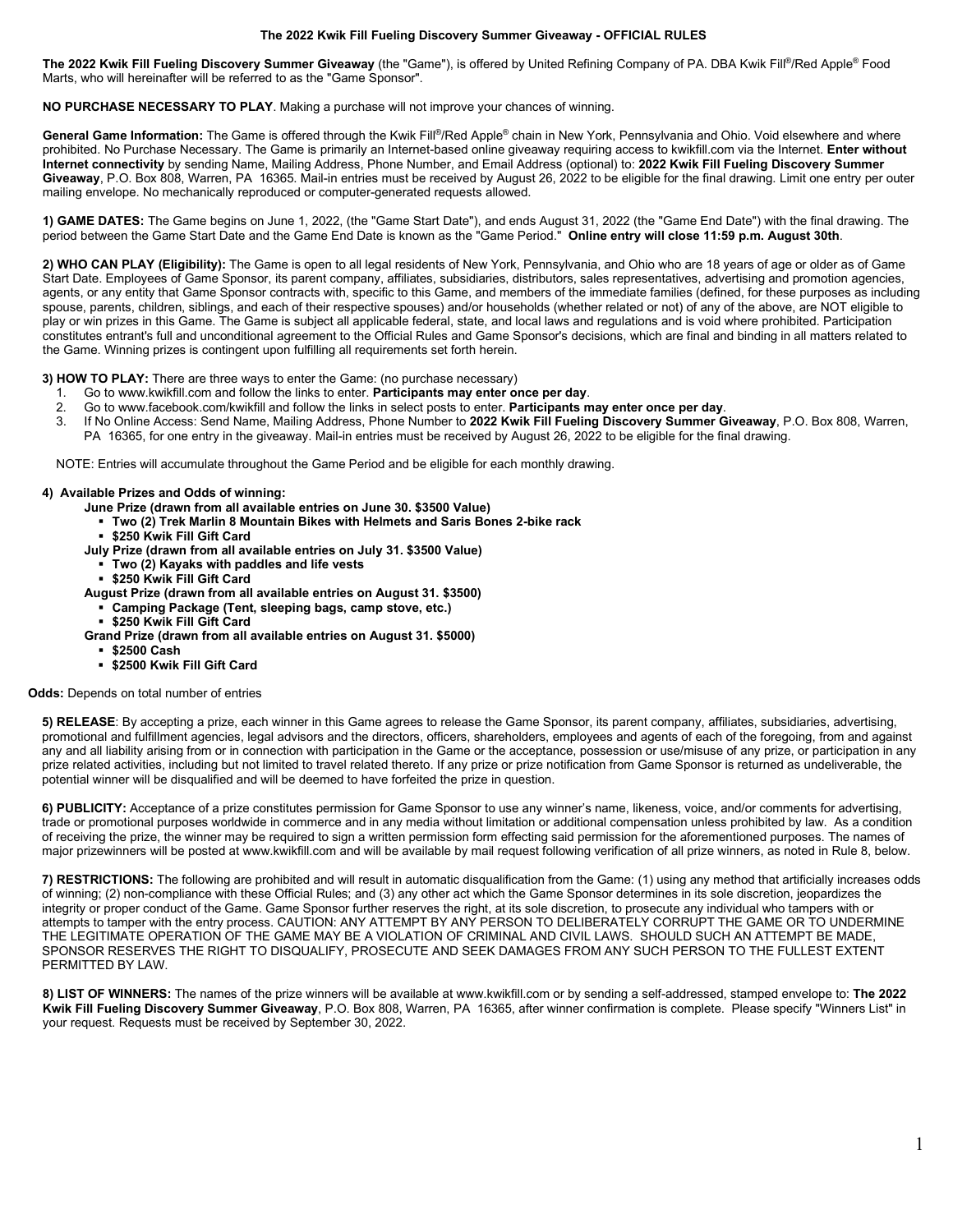# The 2022 Kwik Fill Fueling Discovery Summer Giveaway - OFFICIAL RULES

**The 2022 Kwik Fill Fueling Discovery Summer Giveaway** (the "Game"), is offered by United Refining Company of PA. DBA Kwik Fill®/Red Apple® Food Marts, who will hereinafter will be referred to as the "Game Sponsor".

**NO PURCHASE NECESSARY TO PLAY**. Making a purchase will not improve your chances of winning.

**General Game Information:** The Game is offered through the Kwik Fill®/Red Apple® chain in New York, Pennsylvania and Ohio. Void elsewhere and where prohibited. No Purchase Necessary. The Game is primarily an Internet-based online giveaway requiring access to kwikfill.com via the Internet. **Enter without Internet connectivity** by sending Name, Mailing Address, Phone Number, and Email Address (optional) to: **2022 Kwik Fill Fueling Discovery Summer Giveaway**, P.O. Box 808, Warren, PA 16365. Mail-in entries must be received by August 26, 2022 to be eligible for the final drawing. Limit one entry per outer mailing envelope. No mechanically reproduced or computer-generated requests allowed.

**1) GAME DATES:** The Game begins on June 1, 2022, (the "Game Start Date"), and ends August 31, 2022 (the "Game End Date") with the final drawing. The period between the Game Start Date and the Game End Date is known as the "Game Period." **Online entry will close 11:59 p.m. August 30th**.

**2) WHO CAN PLAY (Eligibility):** The Game is open to all legal residents of New York, Pennsylvania, and Ohio who are 18 years of age or older as of Game Start Date. Employees of Game Sponsor, its parent company, affiliates, subsidiaries, distributors, sales representatives, advertising and promotion agencies, agents, or any entity that Game Sponsor contracts with, specific to this Game, and members of the immediate families (defined, for these purposes as including spouse, parents, children, siblings, and each of their respective spouses) and/or households (whether related or not) of any of the above, are NOT eligible to play or win prizes in this Game. The Game is subject all applicable federal, state, and local laws and regulations and is void where prohibited. Participation constitutes entrant's full and unconditional agreement to the Official Rules and Game Sponsor's decisions, which are final and binding in all matters related to the Game. Winning prizes is contingent upon fulfilling all requirements set forth herein.

**3) HOW TO PLAY:** There are three ways to enter the Game: (no purchase necessary)

1. Go to www.kwikfill.com and follow the links to enter. **Participants may enter once per day**.
2. Go to www.facebook.com/kwikfill and follow the links in select posts to enter. **Participants may enter once per day**.
3. If No Online Access: Send Name, Mailing Address, Phone Number to **2022 Kwik Fill Fueling Discovery Summer Giveaway**, P.O. Box 808, Warren, PA 16365, for one entry in the giveaway. Mail-in entries must be received by August 26, 2022 to be eligible for the final drawing.

NOTE: Entries will accumulate throughout the Game Period and be eligible for each monthly drawing.

**4) Available Prizes and Odds of winning:**

**June Prize (drawn from all available entries on June 30. $3500 Value)**
- **Two (2) Trek Marlin 8 Mountain Bikes with Helmets and Saris Bones 2-bike rack**
- **$250 Kwik Fill Gift Card**

**July Prize (drawn from all available entries on July 31. $3500 Value)**
- **Two (2) Kayaks with paddles and life vests**
- **$250 Kwik Fill Gift Card**

**August Prize (drawn from all available entries on August 31. $3500)**
- **Camping Package (Tent, sleeping bags, camp stove, etc.)**
- **$250 Kwik Fill Gift Card**

**Grand Prize (drawn from all available entries on August 31. $5000)**
- **$2500 Cash**
- **$2500 Kwik Fill Gift Card**

**Odds:** Depends on total number of entries

**5) RELEASE**: By accepting a prize, each winner in this Game agrees to release the Game Sponsor, its parent company, affiliates, subsidiaries, advertising, promotional and fulfillment agencies, legal advisors and the directors, officers, shareholders, employees and agents of each of the foregoing, from and against any and all liability arising from or in connection with participation in the Game or the acceptance, possession or use/misuse of any prize, or participation in any prize related activities, including but not limited to travel related thereto. If any prize or prize notification from Game Sponsor is returned as undeliverable, the potential winner will be disqualified and will be deemed to have forfeited the prize in question.

**6) PUBLICITY:** Acceptance of a prize constitutes permission for Game Sponsor to use any winner's name, likeness, voice, and/or comments for advertising, trade or promotional purposes worldwide in commerce and in any media without limitation or additional compensation unless prohibited by law. As a condition of receiving the prize, the winner may be required to sign a written permission form effecting said permission for the aforementioned purposes. The names of major prizewinners will be posted at www.kwikfill.com and will be available by mail request following verification of all prize winners, as noted in Rule 8, below.

**7) RESTRICTIONS:** The following are prohibited and will result in automatic disqualification from the Game: (1) using any method that artificially increases odds of winning; (2) non-compliance with these Official Rules; and (3) any other act which the Game Sponsor determines in its sole discretion, jeopardizes the integrity or proper conduct of the Game. Game Sponsor further reserves the right, at its sole discretion, to prosecute any individual who tampers with or attempts to tamper with the entry process. CAUTION: ANY ATTEMPT BY ANY PERSON TO DELIBERATELY CORRUPT THE GAME OR TO UNDERMINE THE LEGITIMATE OPERATION OF THE GAME MAY BE A VIOLATION OF CRIMINAL AND CIVIL LAWS. SHOULD SUCH AN ATTEMPT BE MADE, SPONSOR RESERVES THE RIGHT TO DISQUALIFY, PROSECUTE AND SEEK DAMAGES FROM ANY SUCH PERSON TO THE FULLEST EXTENT PERMITTED BY LAW.

**8) LIST OF WINNERS:** The names of the prize winners will be available at www.kwikfill.com or by sending a self-addressed, stamped envelope to: **The 2022 Kwik Fill Fueling Discovery Summer Giveaway**, P.O. Box 808, Warren, PA 16365, after winner confirmation is complete. Please specify "Winners List" in your request. Requests must be received by September 30, 2022.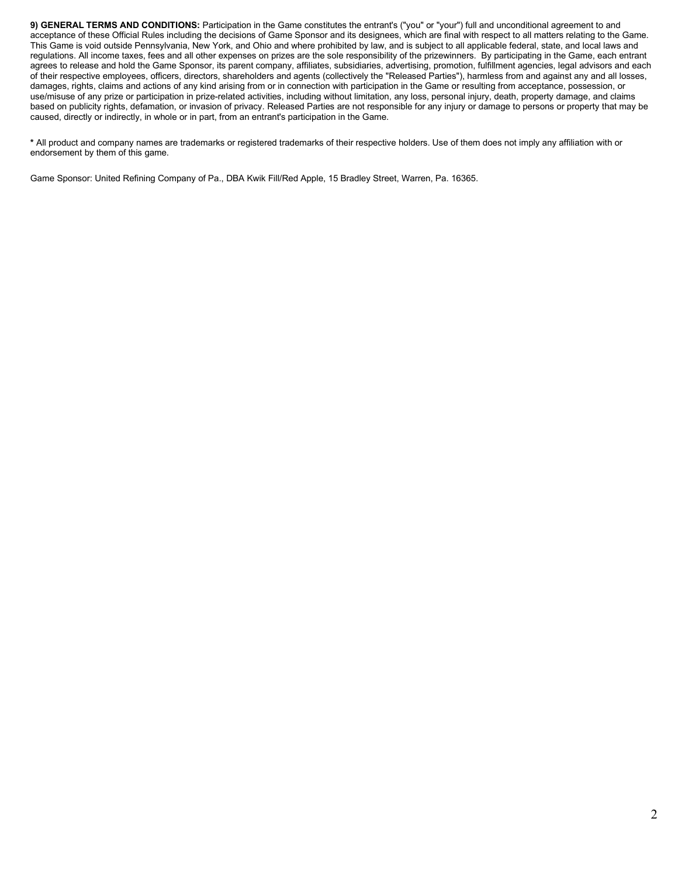**9) GENERAL TERMS AND CONDITIONS:** Participation in the Game constitutes the entrant's ("you" or "your") full and unconditional agreement to and acceptance of these Official Rules including the decisions of Game Sponsor and its designees, which are final with respect to all matters relating to the Game. This Game is void outside Pennsylvania, New York, and Ohio and where prohibited by law, and is subject to all applicable federal, state, and local laws and regulations. All income taxes, fees and all other expenses on prizes are the sole responsibility of the prizewinners. By participating in the Game, each entrant agrees to release and hold the Game Sponsor, its parent company, affiliates, subsidiaries, advertising, promotion, fulfillment agencies, legal advisors and each of their respective employees, officers, directors, shareholders and agents (collectively the "Released Parties"), harmless from and against any and all losses, damages, rights, claims and actions of any kind arising from or in connection with participation in the Game or resulting from acceptance, possession, or use/misuse of any prize or participation in prize-related activities, including without limitation, any loss, personal injury, death, property damage, and claims based on publicity rights, defamation, or invasion of privacy. Released Parties are not responsible for any injury or damage to persons or property that may be caused, directly or indirectly, in whole or in part, from an entrant's participation in the Game.

**\*** All product and company names are trademarks or registered trademarks of their respective holders. Use of them does not imply any affiliation with or endorsement by them of this game.

Game Sponsor: United Refining Company of Pa., DBA Kwik Fill/Red Apple, 15 Bradley Street, Warren, Pa. 16365.